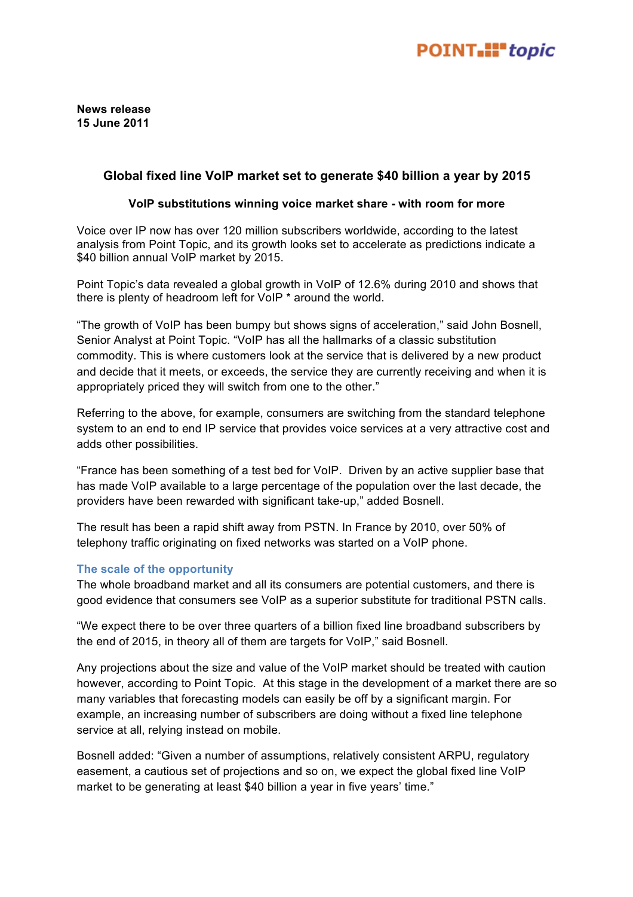**News release**
**15 June 2011**

## Global fixed line VoIP market set to generate $40 billion a year by 2015

### VoIP substitutions winning voice market share - with room for more

Voice over IP now has over 120 million subscribers worldwide, according to the latest analysis from Point Topic, and its growth looks set to accelerate as predictions indicate a $40 billion annual VoIP market by 2015.

Point Topic's data revealed a global growth in VoIP of 12.6% during 2010 and shows that there is plenty of headroom left for VoIP * around the world.

"The growth of VoIP has been bumpy but shows signs of acceleration," said John Bosnell, Senior Analyst at Point Topic. "VoIP has all the hallmarks of a classic substitution commodity. This is where customers look at the service that is delivered by a new product and decide that it meets, or exceeds, the service they are currently receiving and when it is appropriately priced they will switch from one to the other."

Referring to the above, for example, consumers are switching from the standard telephone system to an end to end IP service that provides voice services at a very attractive cost and adds other possibilities.

"France has been something of a test bed for VoIP. Driven by an active supplier base that has made VoIP available to a large percentage of the population over the last decade, the providers have been rewarded with significant take-up," added Bosnell.

The result has been a rapid shift away from PSTN. In France by 2010, over 50% of telephony traffic originating on fixed networks was started on a VoIP phone.

#### The scale of the opportunity

The whole broadband market and all its consumers are potential customers, and there is good evidence that consumers see VoIP as a superior substitute for traditional PSTN calls.

"We expect there to be over three quarters of a billion fixed line broadband subscribers by the end of 2015, in theory all of them are targets for VoIP," said Bosnell.

Any projections about the size and value of the VoIP market should be treated with caution however, according to Point Topic. At this stage in the development of a market there are so many variables that forecasting models can easily be off by a significant margin. For example, an increasing number of subscribers are doing without a fixed line telephone service at all, relying instead on mobile.

Bosnell added: "Given a number of assumptions, relatively consistent ARPU, regulatory easement, a cautious set of projections and so on, we expect the global fixed line VoIP market to be generating at least $40 billion a year in five years' time."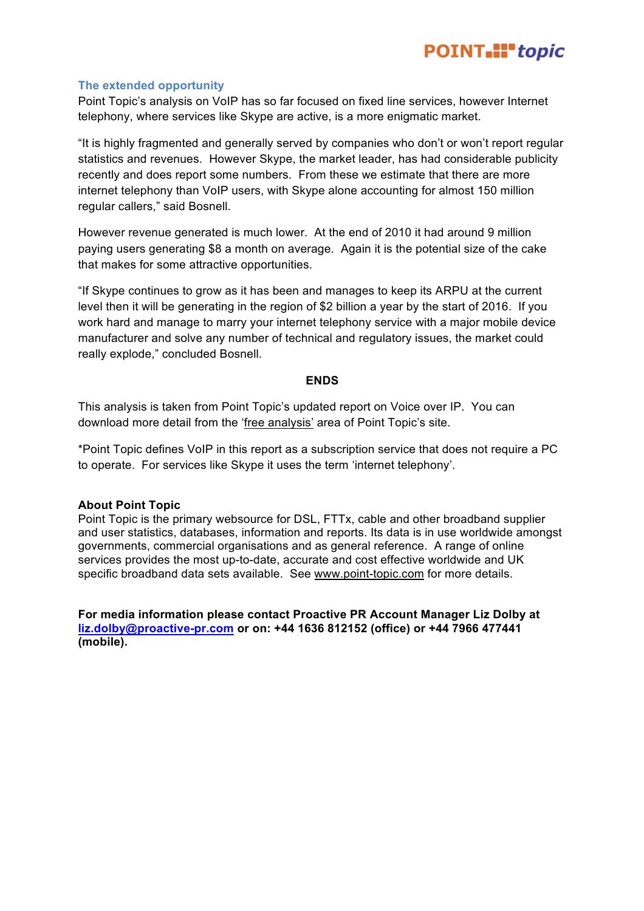### The extended opportunity

Point Topic's analysis on VoIP has so far focused on fixed line services, however Internet telephony, where services like Skype are active, is a more enigmatic market.

"It is highly fragmented and generally served by companies who don't or won't report regular statistics and revenues. However Skype, the market leader, has had considerable publicity recently and does report some numbers. From these we estimate that there are more internet telephony than VoIP users, with Skype alone accounting for almost 150 million regular callers," said Bosnell.

However revenue generated is much lower. At the end of 2010 it had around 9 million paying users generating $8 a month on average. Again it is the potential size of the cake that makes for some attractive opportunities.

"If Skype continues to grow as it has been and manages to keep its ARPU at the current level then it will be generating in the region of $2 billion a year by the start of 2016. If you work hard and manage to marry your internet telephony service with a major mobile device manufacturer and solve any number of technical and regulatory issues, the market could really explode," concluded Bosnell.

**ENDS**

This analysis is taken from Point Topic's updated report on Voice over IP. You can download more detail from the 'free analysis' area of Point Topic's site.

*Point Topic defines VoIP in this report as a subscription service that does not require a PC to operate. For services like Skype it uses the term 'internet telephony'.

**About Point Topic**

Point Topic is the primary websource for DSL, FTTx, cable and other broadband supplier and user statistics, databases, information and reports. Its data is in use worldwide amongst governments, commercial organisations and as general reference. A range of online services provides the most up-to-date, accurate and cost effective worldwide and UK specific broadband data sets available. See www.point-topic.com for more details.

**For media information please contact Proactive PR Account Manager Liz Dolby at liz.dolby@proactive-pr.com or on: +44 1636 812152 (office) or +44 7966 477441 (mobile).**